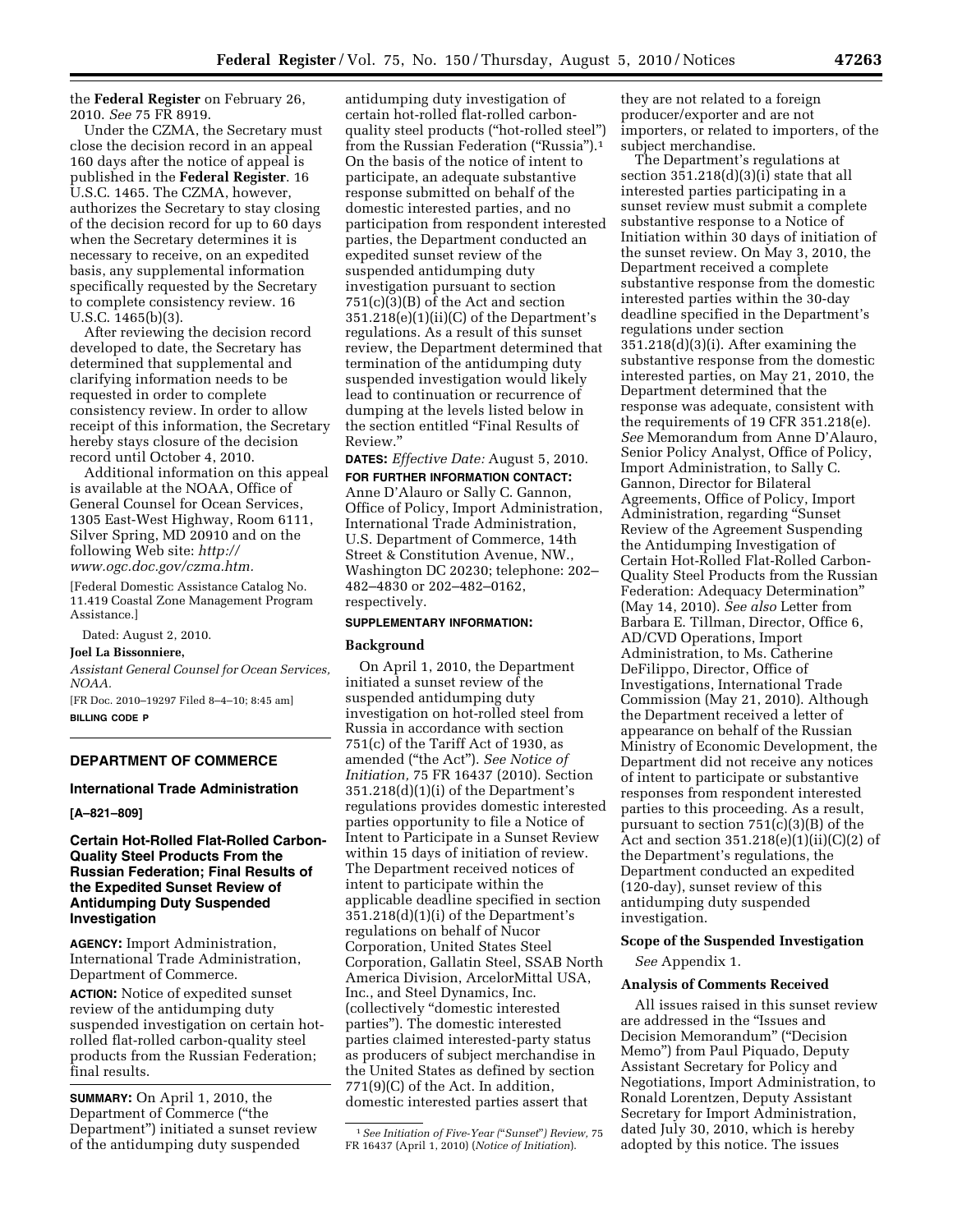the **Federal Register** on February 26, 2010. *See* 75 FR 8919.

Under the CZMA, the Secretary must close the decision record in an appeal 160 days after the notice of appeal is published in the **Federal Register**. 16 U.S.C. 1465. The CZMA, however, authorizes the Secretary to stay closing of the decision record for up to 60 days when the Secretary determines it is necessary to receive, on an expedited basis, any supplemental information specifically requested by the Secretary to complete consistency review. 16 U.S.C. 1465(b)(3).

After reviewing the decision record developed to date, the Secretary has determined that supplemental and clarifying information needs to be requested in order to complete consistency review. In order to allow receipt of this information, the Secretary hereby stays closure of the decision record until October 4, 2010.

Additional information on this appeal is available at the NOAA, Office of General Counsel for Ocean Services, 1305 East-West Highway, Room 6111, Silver Spring, MD 20910 and on the following Web site: *http://www.ogc.doc.gov/czma.htm.*

[Federal Domestic Assistance Catalog No. 11.419 Coastal Zone Management Program Assistance.]

Dated: August 2, 2010.

**Joel La Bissonniere,**

*Assistant General Counsel for Ocean Services, NOAA.*

[FR Doc. 2010–19297 Filed 8–4–10; 8:45 am]

**BILLING CODE P**

## DEPARTMENT OF COMMERCE

### International Trade Administration

**[A–821–809]**

### Certain Hot-Rolled Flat-Rolled Carbon-Quality Steel Products From the Russian Federation; Final Results of the Expedited Sunset Review of Antidumping Duty Suspended Investigation

**AGENCY:** Import Administration, International Trade Administration, Department of Commerce.

**ACTION:** Notice of expedited sunset review of the antidumping duty suspended investigation on certain hot-rolled flat-rolled carbon-quality steel products from the Russian Federation; final results.

**SUMMARY:** On April 1, 2010, the Department of Commerce ("the Department") initiated a sunset review of the antidumping duty suspended antidumping duty investigation of certain hot-rolled flat-rolled carbon-quality steel products ("hot-rolled steel") from the Russian Federation ("Russia").[1] On the basis of the notice of intent to participate, an adequate substantive response submitted on behalf of the domestic interested parties, and no participation from respondent interested parties, the Department conducted an expedited sunset review of the suspended antidumping duty investigation pursuant to section 751(c)(3)(B) of the Act and section 351.218(e)(1)(ii)(C) of the Department's regulations. As a result of this sunset review, the Department determined that termination of the antidumping duty suspended investigation would likely lead to continuation or recurrence of dumping at the levels listed below in the section entitled "Final Results of Review."

**DATES:** *Effective Date:* August 5, 2010.

**FOR FURTHER INFORMATION CONTACT:** Anne D'Alauro or Sally C. Gannon, Office of Policy, Import Administration, International Trade Administration, U.S. Department of Commerce, 14th Street & Constitution Avenue, NW., Washington DC 20230; telephone: 202–482–4830 or 202–482–0162, respectively.

**SUPPLEMENTARY INFORMATION:**

### Background

On April 1, 2010, the Department initiated a sunset review of the suspended antidumping duty investigation on hot-rolled steel from Russia in accordance with section 751(c) of the Tariff Act of 1930, as amended ("the Act"). *See Notice of Initiation,* 75 FR 16437 (2010). Section 351.218(d)(1)(i) of the Department's regulations provides domestic interested parties opportunity to file a Notice of Intent to Participate in a Sunset Review within 15 days of initiation of review. The Department received notices of intent to participate within the applicable deadline specified in section 351.218(d)(1)(i) of the Department's regulations on behalf of Nucor Corporation, United States Steel Corporation, Gallatin Steel, SSAB North America Division, ArcelorMittal USA, Inc., and Steel Dynamics, Inc. (collectively "domestic interested parties"). The domestic interested parties claimed interested-party status as producers of subject merchandise in the United States as defined by section 771(9)(C) of the Act. In addition, domestic interested parties assert that they are not related to a foreign producer/exporter and are not importers, or related to importers, of the subject merchandise.

The Department's regulations at section 351.218(d)(3)(i) state that all interested parties participating in a sunset review must submit a complete substantive response to a Notice of Initiation within 30 days of initiation of the sunset review. On May 3, 2010, the Department received a complete substantive response from the domestic interested parties within the 30-day deadline specified in the Department's regulations under section 351.218(d)(3)(i). After examining the substantive response from the domestic interested parties, on May 21, 2010, the Department determined that the response was adequate, consistent with the requirements of 19 CFR 351.218(e). *See* Memorandum from Anne D'Alauro, Senior Policy Analyst, Office of Policy, Import Administration, to Sally C. Gannon, Director for Bilateral Agreements, Office of Policy, Import Administration, regarding "Sunset Review of the Agreement Suspending the Antidumping Investigation of Certain Hot-Rolled Flat-Rolled Carbon-Quality Steel Products from the Russian Federation: Adequacy Determination" (May 14, 2010). *See also* Letter from Barbara E. Tillman, Director, Office 6, AD/CVD Operations, Import Administration, to Ms. Catherine DeFilippo, Director, Office of Investigations, International Trade Commission (May 21, 2010). Although the Department received a letter of appearance on behalf of the Russian Ministry of Economic Development, the Department did not receive any notices of intent to participate or substantive responses from respondent interested parties to this proceeding. As a result, pursuant to section 751(c)(3)(B) of the Act and section 351.218(e)(1)(ii)(C)(2) of the Department's regulations, the Department conducted an expedited (120-day), sunset review of this antidumping duty suspended investigation.

### Scope of the Suspended Investigation

*See* Appendix 1.

### Analysis of Comments Received

All issues raised in this sunset review are addressed in the "Issues and Decision Memorandum" ("Decision Memo") from Paul Piquado, Deputy Assistant Secretary for Policy and Negotiations, Import Administration, to Ronald Lorentzen, Deputy Assistant Secretary for Import Administration, dated July 30, 2010, which is hereby adopted by this notice. The issues

[1] *See Initiation of Five-Year ("Sunset") Review,* 75 FR 16437 (April 1, 2010) (*Notice of Initiation*).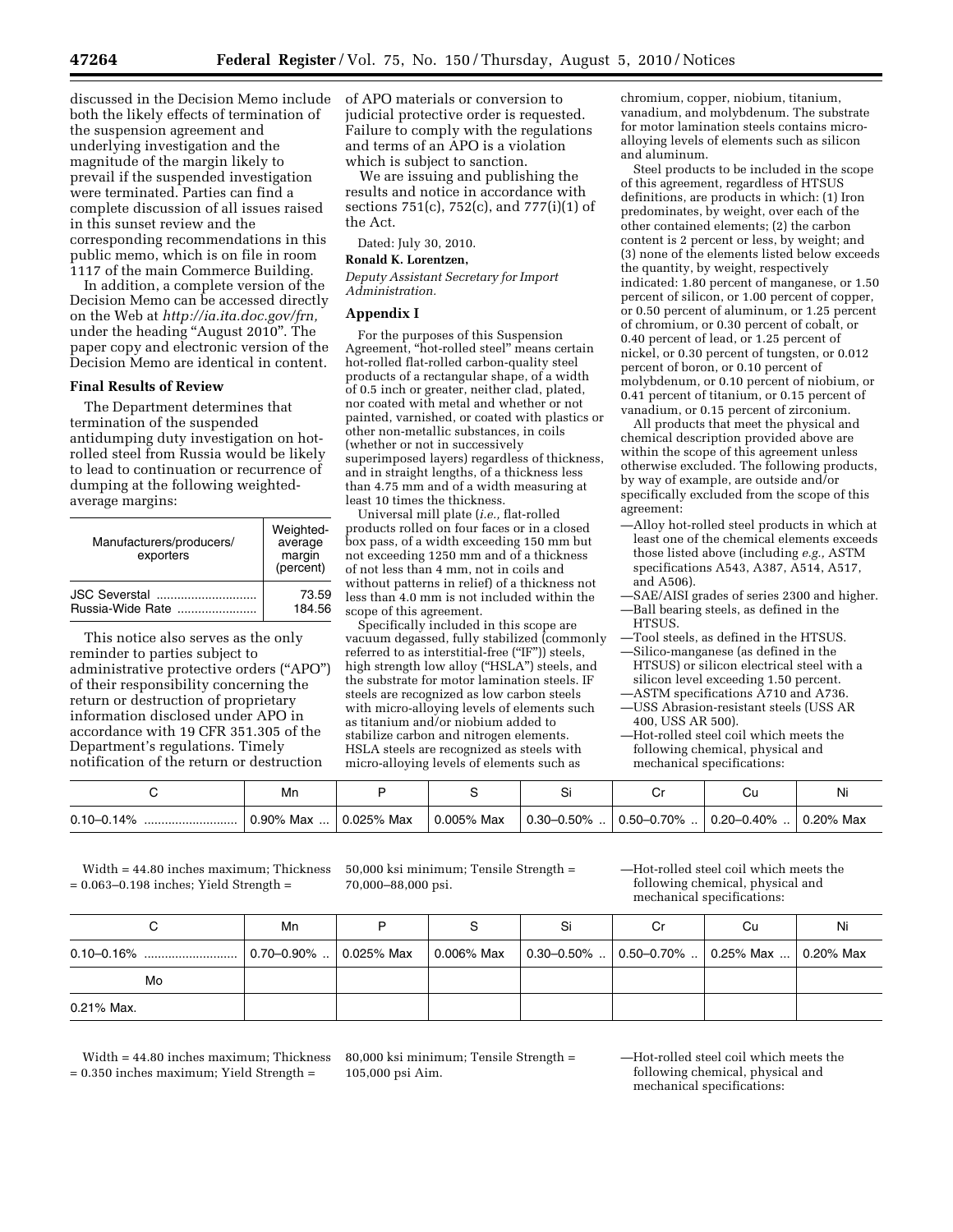discussed in the Decision Memo include both the likely effects of termination of the suspension agreement and underlying investigation and the magnitude of the margin likely to prevail if the suspended investigation were terminated. Parties can find a complete discussion of all issues raised in this sunset review and the corresponding recommendations in this public memo, which is on file in room 1117 of the main Commerce Building.

In addition, a complete version of the Decision Memo can be accessed directly on the Web at *http://ia.ita.doc.gov/frn,* under the heading "August 2010". The paper copy and electronic version of the Decision Memo are identical in content.

### Final Results of Review

The Department determines that termination of the suspended antidumping duty investigation on hot-rolled steel from Russia would be likely to lead to continuation or recurrence of dumping at the following weighted-average margins:

| Manufacturers/producers/ exporters | Weighted-average margin (percent) |
|---|---|
| JSC Severstal | 73.59 |
| Russia-Wide Rate | 184.56 |

This notice also serves as the only reminder to parties subject to administrative protective orders ("APO") of their responsibility concerning the return or destruction of proprietary information disclosed under APO in accordance with 19 CFR 351.305 of the Department's regulations. Timely notification of the return or destruction of APO materials or conversion to judicial protective order is requested. Failure to comply with the regulations and terms of an APO is a violation which is subject to sanction.

We are issuing and publishing the results and notice in accordance with sections 751(c), 752(c), and 777(i)(1) of the Act.

Dated: July 30, 2010.

**Ronald K. Lorentzen,**

*Deputy Assistant Secretary for Import Administration.*

### Appendix I

For the purposes of this Suspension Agreement, "hot-rolled steel" means certain hot-rolled flat-rolled carbon-quality steel products of a rectangular shape, of a width of 0.5 inch or greater, neither clad, plated, nor coated with metal and whether or not painted, varnished, or coated with plastics or other non-metallic substances, in coils (whether or not in successively superimposed layers) regardless of thickness, and in straight lengths, of a thickness less than 4.75 mm and of a width measuring at least 10 times the thickness.

Universal mill plate (*i.e.,* flat-rolled products rolled on four faces or in a closed box pass, of a width exceeding 150 mm but not exceeding 1250 mm and of a thickness of not less than 4 mm, not in coils and without patterns in relief) of a thickness not less than 4.0 mm is not included within the scope of this agreement.

Specifically included in this scope are vacuum degassed, fully stabilized (commonly referred to as interstitial-free ("IF")) steels, high strength low alloy ("HSLA") steels, and the substrate for motor lamination steels. IF steels are recognized as low carbon steels with micro-alloying levels of elements such as titanium and/or niobium added to stabilize carbon and nitrogen elements. HSLA steels are recognized as steels with micro-alloying levels of elements such as chromium, copper, niobium, titanium, vanadium, and molybdenum. The substrate for motor lamination steels contains micro-alloying levels of elements such as silicon and aluminum.

Steel products to be included in the scope of this agreement, regardless of HTSUS definitions, are products in which: (1) Iron predominates, by weight, over each of the other contained elements; (2) the carbon content is 2 percent or less, by weight; and (3) none of the elements listed below exceeds the quantity, by weight, respectively indicated: 1.80 percent of manganese, or 1.50 percent of silicon, or 1.00 percent of copper, or 0.50 percent of aluminum, or 1.25 percent of chromium, or 0.30 percent of cobalt, or 0.40 percent of lead, or 1.25 percent of nickel, or 0.30 percent of tungsten, or 0.012 percent of boron, or 0.10 percent of molybdenum, or 0.10 percent of niobium, or 0.41 percent of titanium, or 0.15 percent of vanadium, or 0.15 percent of zirconium.

All products that meet the physical and chemical description provided above are within the scope of this agreement unless otherwise excluded. The following products, by way of example, are outside and/or specifically excluded from the scope of this agreement:

—Alloy hot-rolled steel products in which at least one of the chemical elements exceeds those listed above (including *e.g.,* ASTM specifications A543, A387, A514, A517, and A506).
—SAE/AISI grades of series 2300 and higher.
—Ball bearing steels, as defined in the HTSUS.
—Tool steels, as defined in the HTSUS.
—Silico-manganese (as defined in the HTSUS) or silicon electrical steel with a silicon level exceeding 1.50 percent.
—ASTM specifications A710 and A736.
—USS Abrasion-resistant steels (USS AR 400, USS AR 500).
—Hot-rolled steel coil which meets the following chemical, physical and mechanical specifications:

| C | Mn | P | S | Si | Cr | Cu | Ni |
|---|---|---|---|---|---|---|---|
| 0.10–0.14% | 0.90% Max | 0.025% Max | 0.005% Max | 0.30–0.50% | 0.50–0.70% | 0.20–0.40% | 0.20% Max |

Width = 44.80 inches maximum; Thickness = 0.063–0.198 inches; Yield Strength = 50,000 ksi minimum; Tensile Strength = 70,000–88,000 psi.

—Hot-rolled steel coil which meets the following chemical, physical and mechanical specifications:

| C | Mn | P | S | Si | Cr | Cu | Ni |
|---|---|---|---|---|---|---|---|
| 0.10–0.16% | 0.70–0.90% | 0.025% Max | 0.006% Max | 0.30–0.50% | 0.50–0.70% | 0.25% Max | 0.20% Max |
| Mo | | | | | | | |
| 0.21% Max. | | | | | | | |

Width = 44.80 inches maximum; Thickness = 0.350 inches maximum; Yield Strength = 80,000 ksi minimum; Tensile Strength = 105,000 psi Aim.

—Hot-rolled steel coil which meets the following chemical, physical and mechanical specifications: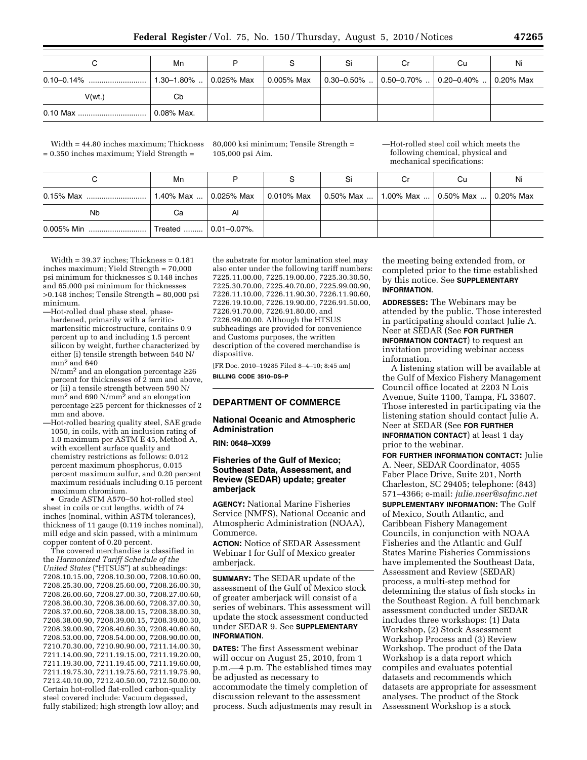| C | Mn | P | S | Si | Cr | Cu | Ni |
|---|---|---|---|---|---|---|---|
| 0.10–0.14% .......................... | 1.30–1.80% .. | 0.025% Max | 0.005% Max | 0.30–0.50% .. | 0.50–0.70% .. | 0.20–0.40% .. | 0.20% Max |
| V(wt.) | Cb | | | | | | |
| 0.10 Max ............................... | 0.08% Max. | | | | | | |

Width = 44.80 inches maximum; Thickness = 0.350 inches maximum; Yield Strength = 80,000 ksi minimum; Tensile Strength = 105,000 psi Aim.

—Hot-rolled steel coil which meets the following chemical, physical and mechanical specifications:

| C | Mn | P | S | Si | Cr | Cu | Ni |
|---|---|---|---|---|---|---|---|
| 0.15% Max ........................... | 1.40% Max ... | 0.025% Max | 0.010% Max | 0.50% Max ... | 1.00% Max ... | 0.50% Max ... | 0.20% Max |
| Nb | Ca | Al | | | | | |
| 0.005% Min .......................... | Treated ......... | 0.01–0.07%. | | | | | |

Width = 39.37 inches; Thickness = 0.181 inches maximum; Yield Strength = 70,000 psi minimum for thicknesses ≤ 0.148 inches and 65,000 psi minimum for thicknesses >0.148 inches; Tensile Strength = 80,000 psi minimum.

—Hot-rolled dual phase steel, phase-hardened, primarily with a ferritic-martensitic microstructure, contains 0.9 percent up to and including 1.5 percent silicon by weight, further characterized by either (i) tensile strength between 540 N/mm² and 640 N/mm² and an elongation percentage ≥26 percent for thicknesses of 2 mm and above, or (ii) a tensile strength between 590 N/mm² and 690 N/mm² and an elongation percentage ≥25 percent for thicknesses of 2 mm and above.

—Hot-rolled bearing quality steel, SAE grade 1050, in coils, with an inclusion rating of 1.0 maximum per ASTM E 45, Method A, with excellent surface quality and chemistry restrictions as follows: 0.012 percent maximum phosphorus, 0.015 percent maximum sulfur, and 0.20 percent maximum residuals including 0.15 percent maximum chromium.

- Grade ASTM A570–50 hot-rolled steel sheet in coils or cut lengths, width of 74 inches (nominal, within ASTM tolerances), thickness of 11 gauge (0.119 inches nominal), mill edge and skin passed, with a minimum copper content of 0.20 percent.

The covered merchandise is classified in the *Harmonized Tariff Schedule of the United States* ("HTSUS") at subheadings: 7208.10.15.00, 7208.10.30.00, 7208.10.60.00, 7208.25.30.00, 7208.25.60.00, 7208.26.00.30, 7208.26.00.60, 7208.27.00.30, 7208.27.00.60, 7208.36.00.30, 7208.36.00.60, 7208.37.00.30, 7208.37.00.60, 7208.38.00.15, 7208.38.00.30, 7208.38.00.90, 7208.39.00.15, 7208.39.00.30, 7208.39.00.90, 7208.40.60.30, 7208.40.60.60, 7208.53.00.00, 7208.54.00.00, 7208.90.00.00, 7210.70.30.00, 7210.90.90.00, 7211.14.00.30, 7211.14.00.90, 7211.19.15.00, 7211.19.20.00, 7211.19.30.00, 7211.19.45.00, 7211.19.60.00, 7211.19.75.30, 7211.19.75.60, 7211.19.75.90, 7212.40.10.00, 7212.40.50.00, 7212.50.00.00. Certain hot-rolled flat-rolled carbon-quality steel covered include: Vacuum degassed, fully stabilized; high strength low alloy; and the substrate for motor lamination steel may also enter under the following tariff numbers: 7225.11.00.00, 7225.19.00.00, 7225.30.30.50, 7225.30.70.00, 7225.40.70.00, 7225.99.00.90, 7226.11.10.00, 7226.11.90.30, 7226.11.90.60, 7226.19.10.00, 7226.19.90.00, 7226.91.50.00, 7226.91.70.00, 7226.91.80.00, and 7226.99.00.00. Although the HTSUS subheadings are provided for convenience and Customs purposes, the written description of the covered merchandise is dispositive.

[FR Doc. 2010–19285 Filed 8–4–10; 8:45 am]

**BILLING CODE 3510–DS–P**

## DEPARTMENT OF COMMERCE

### National Oceanic and Atmospheric Administration

**RIN: 0648–XX99**

### Fisheries of the Gulf of Mexico; Southeast Data, Assessment, and Review (SEDAR) update; greater amberjack

**AGENCY:** National Marine Fisheries Service (NMFS), National Oceanic and Atmospheric Administration (NOAA), Commerce.

**ACTION:** Notice of SEDAR Assessment Webinar I for Gulf of Mexico greater amberjack.

**SUMMARY:** The SEDAR update of the assessment of the Gulf of Mexico stock of greater amberjack will consist of a series of webinars. This assessment will update the stock assessment conducted under SEDAR 9. See **SUPPLEMENTARY INFORMATION**.

**DATES:** The first Assessment webinar will occur on August 25, 2010, from 1 p.m.—4 p.m. The established times may be adjusted as necessary to accommodate the timely completion of discussion relevant to the assessment process. Such adjustments may result in the meeting being extended from, or completed prior to the time established by this notice. See **SUPPLEMENTARY INFORMATION**.

**ADDRESSES:** The Webinars may be attended by the public. Those interested in participating should contact Julie A. Neer at SEDAR (See **FOR FURTHER INFORMATION CONTACT**) to request an invitation providing webinar access information.

A listening station will be available at the Gulf of Mexico Fishery Management Council office located at 2203 N Lois Avenue, Suite 1100, Tampa, FL 33607. Those interested in participating via the listening station should contact Julie A. Neer at SEDAR (See **FOR FURTHER INFORMATION CONTACT**) at least 1 day prior to the webinar.

**FOR FURTHER INFORMATION CONTACT:** Julie A. Neer, SEDAR Coordinator, 4055 Faber Place Drive, Suite 201, North Charleston, SC 29405; telephone: (843) 571–4366; e-mail: *julie.neer@safmc.net*

**SUPPLEMENTARY INFORMATION:** The Gulf of Mexico, South Atlantic, and Caribbean Fishery Management Councils, in conjunction with NOAA Fisheries and the Atlantic and Gulf States Marine Fisheries Commissions have implemented the Southeast Data, Assessment and Review (SEDAR) process, a multi-step method for determining the status of fish stocks in the Southeast Region. A full benchmark assessment conducted under SEDAR includes three workshops: (1) Data Workshop, (2) Stock Assessment Workshop Process and (3) Review Workshop. The product of the Data Workshop is a data report which compiles and evaluates potential datasets and recommends which datasets are appropriate for assessment analyses. The product of the Stock Assessment Workshop is a stock